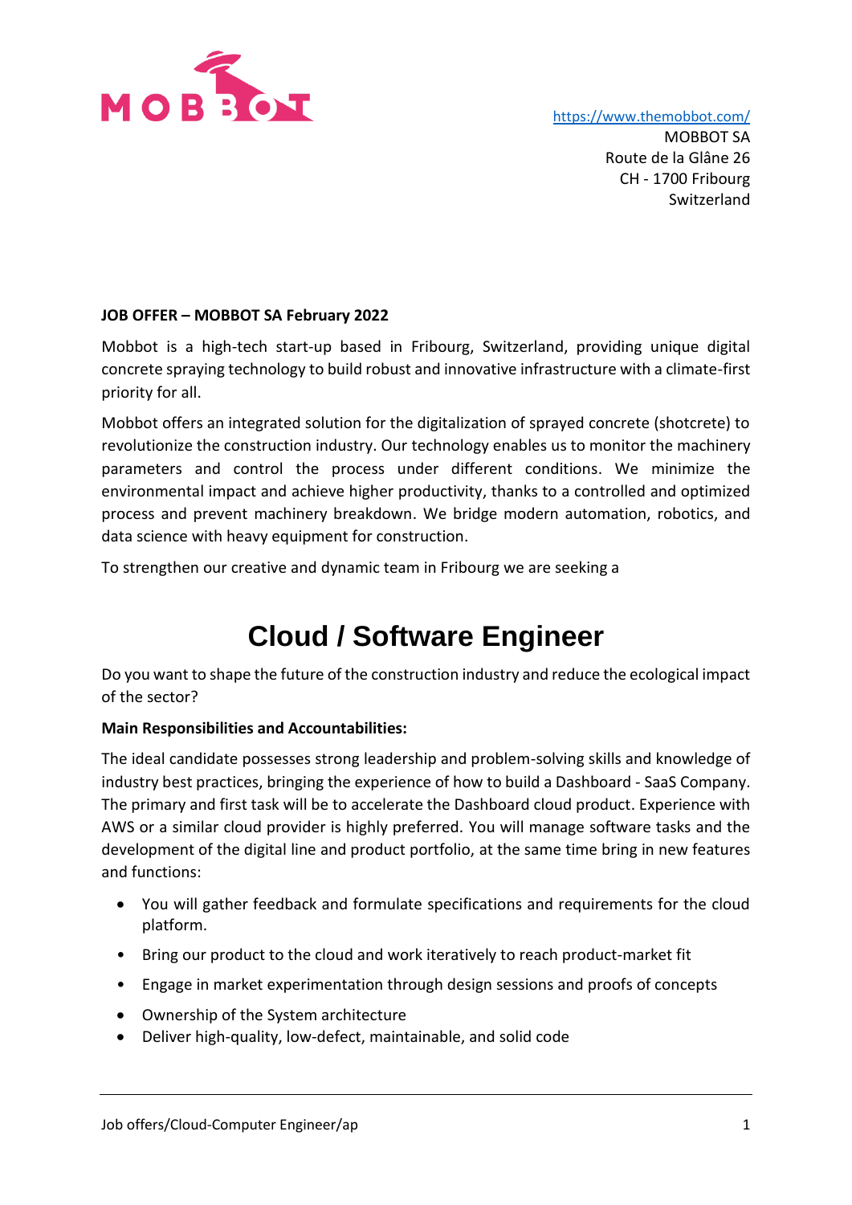https://www.themobbot.com/
MOBBOT SA
Route de la Glâne 26
CH - 1700 Fribourg
Switzerland

**JOB OFFER – MOBBOT SA February 2022**

Mobbot is a high-tech start-up based in Fribourg, Switzerland, providing unique digital concrete spraying technology to build robust and innovative infrastructure with a climate-first priority for all.

Mobbot offers an integrated solution for the digitalization of sprayed concrete (shotcrete) to revolutionize the construction industry. Our technology enables us to monitor the machinery parameters and control the process under different conditions. We minimize the environmental impact and achieve higher productivity, thanks to a controlled and optimized process and prevent machinery breakdown. We bridge modern automation, robotics, and data science with heavy equipment for construction.

To strengthen our creative and dynamic team in Fribourg we are seeking a

# Cloud / Software Engineer

Do you want to shape the future of the construction industry and reduce the ecological impact of the sector?

**Main Responsibilities and Accountabilities:**

The ideal candidate possesses strong leadership and problem-solving skills and knowledge of industry best practices, bringing the experience of how to build a Dashboard - SaaS Company. The primary and first task will be to accelerate the Dashboard cloud product. Experience with AWS or a similar cloud provider is highly preferred. You will manage software tasks and the development of the digital line and product portfolio, at the same time bring in new features and functions:

- You will gather feedback and formulate specifications and requirements for the cloud platform.
- Bring our product to the cloud and work iteratively to reach product-market fit
- Engage in market experimentation through design sessions and proofs of concepts
- Ownership of the System architecture
- Deliver high-quality, low-defect, maintainable, and solid code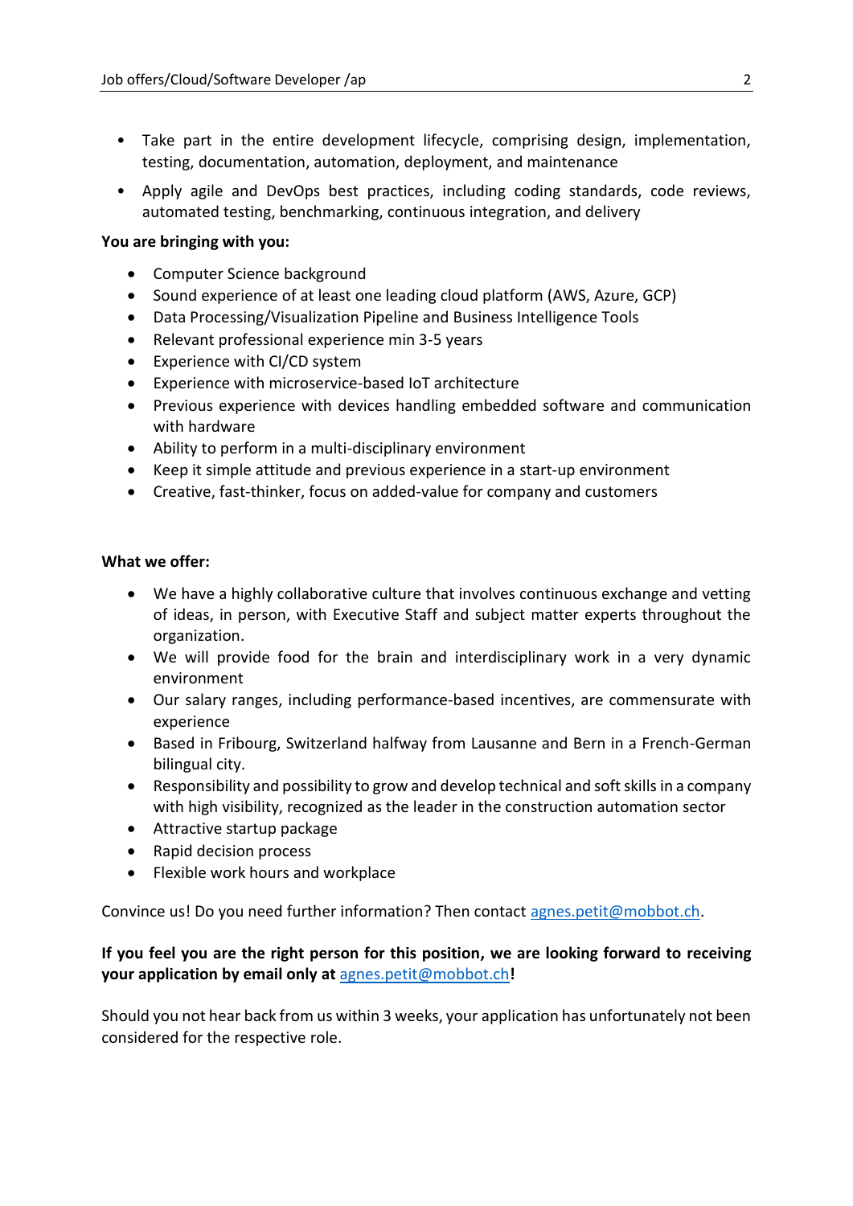- Take part in the entire development lifecycle, comprising design, implementation, testing, documentation, automation, deployment, and maintenance
- Apply agile and DevOps best practices, including coding standards, code reviews, automated testing, benchmarking, continuous integration, and delivery

**You are bringing with you:**

- Computer Science background
- Sound experience of at least one leading cloud platform (AWS, Azure, GCP)
- Data Processing/Visualization Pipeline and Business Intelligence Tools
- Relevant professional experience min 3-5 years
- Experience with CI/CD system
- Experience with microservice-based IoT architecture
- Previous experience with devices handling embedded software and communication with hardware
- Ability to perform in a multi-disciplinary environment
- Keep it simple attitude and previous experience in a start-up environment
- Creative, fast-thinker, focus on added-value for company and customers

**What we offer:**

- We have a highly collaborative culture that involves continuous exchange and vetting of ideas, in person, with Executive Staff and subject matter experts throughout the organization.
- We will provide food for the brain and interdisciplinary work in a very dynamic environment
- Our salary ranges, including performance-based incentives, are commensurate with experience
- Based in Fribourg, Switzerland halfway from Lausanne and Bern in a French-German bilingual city.
- Responsibility and possibility to grow and develop technical and soft skills in a company with high visibility, recognized as the leader in the construction automation sector
- Attractive startup package
- Rapid decision process
- Flexible work hours and workplace

Convince us! Do you need further information? Then contact agnes.petit@mobbot.ch.

**If you feel you are the right person for this position, we are looking forward to receiving your application by email only at agnes.petit@mobbot.ch!**

Should you not hear back from us within 3 weeks, your application has unfortunately not been considered for the respective role.